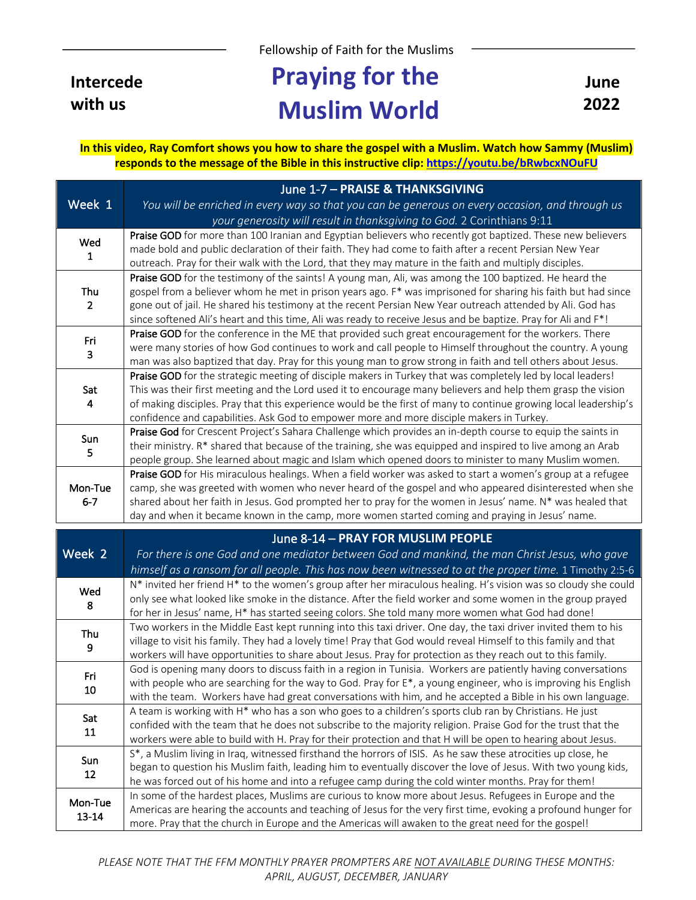Fellowship of Faith for the Muslims

**Intercede with us**

# Praying for the Muslim World

**June 2022**

**In this video, Ray Comfort shows you how to share the gospel with a Muslim. Watch how Sammy (Muslim) responds to the message of the Bible in this instructive clip: https://youtu.be/bRwbcxNOuFU**

| Week 1 | June 1-7 – **PRAISE & THANKSGIVING**<br>*You will be enriched in every way so that you can be generous on every occasion, and through us your generosity will result in thanksgiving to God.* 2 Corinthians 9:11 |
|---|---|
| Wed 1 | **Praise GOD** for more than 100 Iranian and Egyptian believers who recently got baptized. These new believers made bold and public declaration of their faith. They had come to faith after a recent Persian New Year outreach. Pray for their walk with the Lord, that they may mature in the faith and multiply disciples. |
| Thu 2 | **Praise GOD** for the testimony of the saints! A young man, Ali, was among the 100 baptized. He heard the gospel from a believer whom he met in prison years ago. F* was imprisoned for sharing his faith but had since gone out of jail. He shared his testimony at the recent Persian New Year outreach attended by Ali. God has since softened Ali's heart and this time, Ali was ready to receive Jesus and be baptize. Pray for Ali and F*! |
| Fri 3 | **Praise GOD** for the conference in the ME that provided such great encouragement for the workers. There were many stories of how God continues to work and call people to Himself throughout the country. A young man was also baptized that day. Pray for this young man to grow strong in faith and tell others about Jesus. |
| Sat 4 | **Praise GOD** for the strategic meeting of disciple makers in Turkey that was completely led by local leaders! This was their first meeting and the Lord used it to encourage many believers and help them grasp the vision of making disciples. Pray that this experience would be the first of many to continue growing local leadership's confidence and capabilities. Ask God to empower more and more disciple makers in Turkey. |
| Sun 5 | **Praise God** for Crescent Project's Sahara Challenge which provides an in-depth course to equip the saints in their ministry. R* shared that because of the training, she was equipped and inspired to live among an Arab people group. She learned about magic and Islam which opened doors to minister to many Muslim women. |
| Mon-Tue 6-7 | **Praise GOD** for His miraculous healings. When a field worker was asked to start a women's group at a refugee camp, she was greeted with women who never heard of the gospel and who appeared disinterested when she shared about her faith in Jesus. God prompted her to pray for the women in Jesus' name. N* was healed that day and when it became known in the camp, more women started coming and praying in Jesus' name. |

| Week 2 | June 8-14 – **PRAY FOR MUSLIM PEOPLE**<br>*For there is one God and one mediator between God and mankind, the man Christ Jesus, who gave himself as a ransom for all people. This has now been witnessed to at the proper time.* 1 Timothy 2:5-6 |
|---|---|
| Wed 8 | N* invited her friend H* to the women's group after her miraculous healing. H's vision was so cloudy she could only see what looked like smoke in the distance. After the field worker and some women in the group prayed for her in Jesus' name, H* has started seeing colors. She told many more women what God had done! |
| Thu 9 | Two workers in the Middle East kept running into this taxi driver. One day, the taxi driver invited them to his village to visit his family. They had a lovely time! Pray that God would reveal Himself to this family and that workers will have opportunities to share about Jesus. Pray for protection as they reach out to this family. |
| Fri 10 | God is opening many doors to discuss faith in a region in Tunisia. Workers are patiently having conversations with people who are searching for the way to God. Pray for E*, a young engineer, who is improving his English with the team. Workers have had great conversations with him, and he accepted a Bible in his own language. |
| Sat 11 | A team is working with H* who has a son who goes to a children's sports club ran by Christians. He just confided with the team that he does not subscribe to the majority religion. Praise God for the trust that the workers were able to build with H. Pray for their protection and that H will be open to hearing about Jesus. |
| Sun 12 | S*, a Muslim living in Iraq, witnessed firsthand the horrors of ISIS. As he saw these atrocities up close, he began to question his Muslim faith, leading him to eventually discover the love of Jesus. With two young kids, he was forced out of his home and into a refugee camp during the cold winter months. Pray for them! |
| Mon-Tue 13-14 | In some of the hardest places, Muslims are curious to know more about Jesus. Refugees in Europe and the Americas are hearing the accounts and teaching of Jesus for the very first time, evoking a profound hunger for more. Pray that the church in Europe and the Americas will awaken to the great need for the gospel! |

*PLEASE NOTE THAT THE FFM MONTHLY PRAYER PROMPTERS ARE NOT AVAILABLE DURING THESE MONTHS: APRIL, AUGUST, DECEMBER, JANUARY*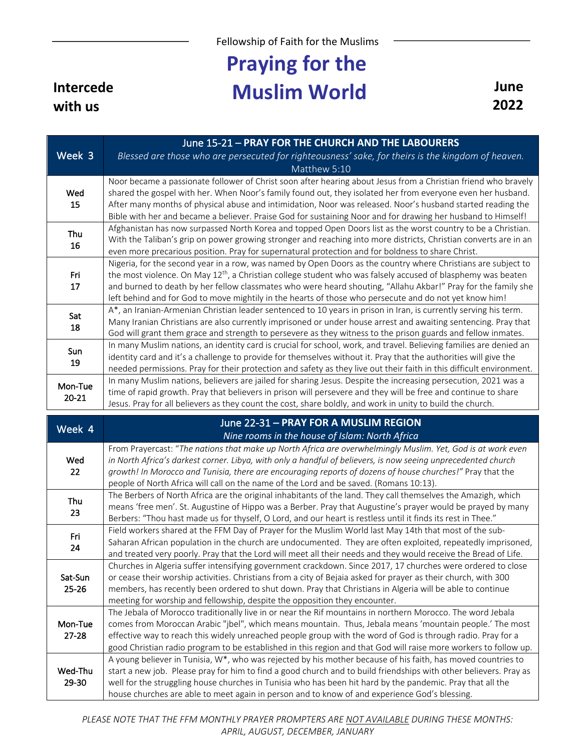Fellowship of Faith for the Muslims

# Praying for the Muslim World

**Intercede with us**

**June 2022**

| Week 3 | June 15-21 – **PRAY FOR THE CHURCH AND THE LABOURERS**<br>*Blessed are those who are persecuted for righteousness' sake, for theirs is the kingdom of heaven.* Matthew 5:10 |
|---|---|
| Wed 15 | Noor became a passionate follower of Christ soon after hearing about Jesus from a Christian friend who bravely shared the gospel with her. When Noor's family found out, they isolated her from everyone even her husband. After many months of physical abuse and intimidation, Noor was released. Noor's husband started reading the Bible with her and became a believer. Praise God for sustaining Noor and for drawing her husband to Himself! |
| Thu 16 | Afghanistan has now surpassed North Korea and topped Open Doors list as the worst country to be a Christian. With the Taliban's grip on power growing stronger and reaching into more districts, Christian converts are in an even more precarious position. Pray for supernatural protection and for boldness to share Christ. |
| Fri 17 | Nigeria, for the second year in a row, was named by Open Doors as the country where Christians are subject to the most violence. On May 12th, a Christian college student who was falsely accused of blasphemy was beaten and burned to death by her fellow classmates who were heard shouting, "Allahu Akbar!" Pray for the family she left behind and for God to move mightily in the hearts of those who persecute and do not yet know him! |
| Sat 18 | A*, an Iranian-Armenian Christian leader sentenced to 10 years in prison in Iran, is currently serving his term. Many Iranian Christians are also currently imprisoned or under house arrest and awaiting sentencing. Pray that God will grant them grace and strength to persevere as they witness to the prison guards and fellow inmates. |
| Sun 19 | In many Muslim nations, an identity card is crucial for school, work, and travel. Believing families are denied an identity card and it's a challenge to provide for themselves without it. Pray that the authorities will give the needed permissions. Pray for their protection and safety as they live out their faith in this difficult environment. |
| Mon-Tue 20-21 | In many Muslim nations, believers are jailed for sharing Jesus. Despite the increasing persecution, 2021 was a time of rapid growth. Pray that believers in prison will persevere and they will be free and continue to share Jesus. Pray for all believers as they count the cost, share boldly, and work in unity to build the church. |

| Week 4 | June 22-31 – **PRAY FOR A MUSLIM REGION**<br>*Nine rooms in the house of Islam: North Africa* |
|---|---|
| Wed 22 | From Prayercast: "*The nations that make up North Africa are overwhelmingly Muslim. Yet, God is at work even in North Africa's darkest corner. Libya, with only a handful of believers, is now seeing unprecedented church growth! In Morocco and Tunisia, there are encouraging reports of dozens of house churches!*" Pray that the people of North Africa will call on the name of the Lord and be saved. (Romans 10:13). |
| Thu 23 | The Berbers of North Africa are the original inhabitants of the land. They call themselves the Amazigh, which means 'free men'. St. Augustine of Hippo was a Berber. Pray that Augustine's prayer would be prayed by many Berbers: "Thou hast made us for thyself, O Lord, and our heart is restless until it finds its rest in Thee." |
| Fri 24 | Field workers shared at the FFM Day of Prayer for the Muslim World last May 14th that most of the sub-Saharan African population in the church are undocumented. They are often exploited, repeatedly imprisoned, and treated very poorly. Pray that the Lord will meet all their needs and they would receive the Bread of Life. |
| Sat-Sun 25-26 | Churches in Algeria suffer intensifying government crackdown. Since 2017, 17 churches were ordered to close or cease their worship activities. Christians from a city of Bejaia asked for prayer as their church, with 300 members, has recently been ordered to shut down. Pray that Christians in Algeria will be able to continue meeting for worship and fellowship, despite the opposition they encounter. |
| Mon-Tue 27-28 | The Jebala of Morocco traditionally live in or near the Rif mountains in northern Morocco. The word Jebala comes from Moroccan Arabic "jbel", which means mountain. Thus, Jebala means 'mountain people.' The most effective way to reach this widely unreached people group with the word of God is through radio. Pray for a good Christian radio program to be established in this region and that God will raise more workers to follow up. |
| Wed-Thu 29-30 | A young believer in Tunisia, W*, who was rejected by his mother because of his faith, has moved countries to start a new job. Please pray for him to find a good church and to build friendships with other believers. Pray as well for the struggling house churches in Tunisia who has been hit hard by the pandemic. Pray that all the house churches are able to meet again in person and to know of and experience God's blessing. |

*PLEASE NOTE THAT THE FFM MONTHLY PRAYER PROMPTERS ARE NOT AVAILABLE DURING THESE MONTHS: APRIL, AUGUST, DECEMBER, JANUARY*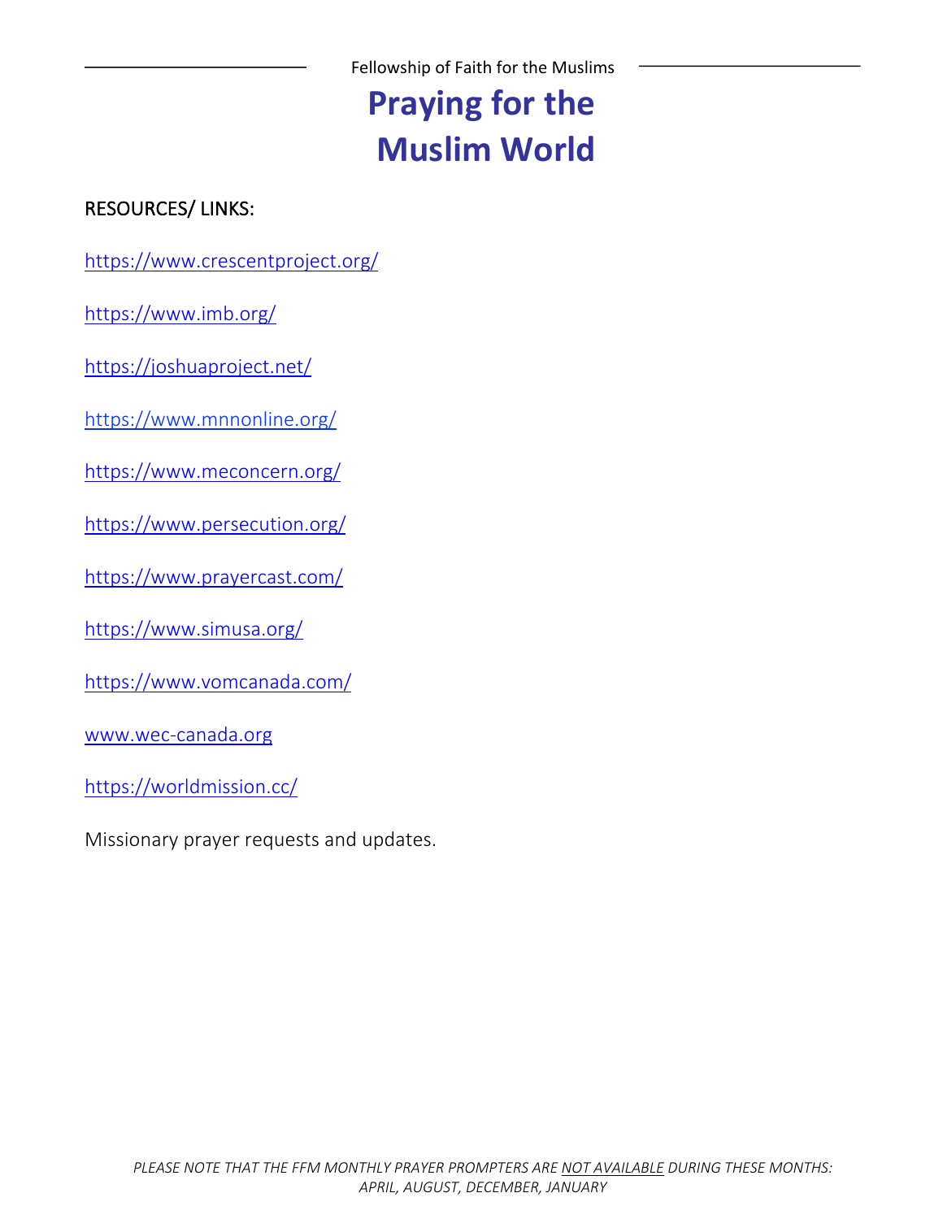Fellowship of Faith for the Muslims

# Praying for the Muslim World

RESOURCES/ LINKS:

https://www.crescentproject.org/

https://www.imb.org/

https://joshuaproject.net/

https://www.mnnonline.org/

https://www.meconcern.org/

https://www.persecution.org/

https://www.prayercast.com/

https://www.simusa.org/

https://www.vomcanada.com/

www.wec-canada.org

https://worldmission.cc/

Missionary prayer requests and updates.

*PLEASE NOTE THAT THE FFM MONTHLY PRAYER PROMPTERS ARE NOT AVAILABLE DURING THESE MONTHS: APRIL, AUGUST, DECEMBER, JANUARY*